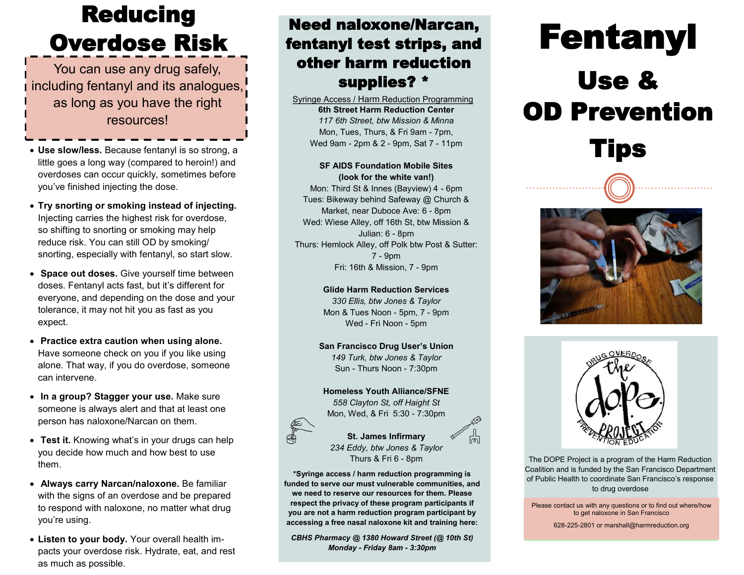# Reducing Overdose Risk

You can use any drug safely, including fentanyl and its analogues, as long as you have the right resources!

- **Use slow/less.** Because fentanyl is so strong, a little goes a long way (compared to heroin!) and overdoses can occur quickly, sometimes before you've finished injecting the dose.
- **Try snorting or smoking instead of injecting.** Injecting carries the highest risk for overdose, so shifting to snorting or smoking may help reduce risk. You can still OD by smoking/ snorting, especially with fentanyl, so start slow.
- **Space out doses.** Give yourself time between doses. Fentanyl acts fast, but it's different for everyone, and depending on the dose and your tolerance, it may not hit you as fast as you expect.
- **Practice extra caution when using alone.** Have someone check on you if you like using alone. That way, if you do overdose, someone can intervene.
- **In a group? Stagger your use.** Make sure someone is always alert and that at least one person has naloxone/Narcan on them.
- **Test it.** Knowing what's in your drugs can help you decide how much and how best to use them.
- **Always carry Narcan/naloxone.** Be familiar with the signs of an overdose and be prepared to respond with naloxone, no matter what drug you're using.
- **Listen to your body.** Your overall health impacts your overdose risk. Hydrate, eat, and rest as much as possible.

# Need naloxone/Narcan, fentanyl test strips, and other harm reduction supplies? *

Syringe Access / Harm Reduction Programming

**6th Street Harm Reduction Center**
*117 6th Street, btw Mission & Minna*
Mon, Tues, Thurs, & Fri 9am - 7pm,
Wed 9am - 2pm & 2 - 9pm, Sat 7 - 11pm

**SF AIDS Foundation Mobile Sites (look for the white van!)**
Mon: Third St & Innes (Bayview) 4 - 6pm
Tues: Bikeway behind Safeway @ Church & Market, near Duboce Ave: 6 - 8pm
Wed: Wiese Alley, off 16th St, btw Mission & Julian: 6 - 8pm
Thurs: Hemlock Alley, off Polk btw Post & Sutter: 7 - 9pm
Fri: 16th & Mission, 7 - 9pm

**Glide Harm Reduction Services**
*330 Ellis, btw Jones & Taylor*
Mon & Tues Noon - 5pm, 7 - 9pm
Wed - Fri Noon - 5pm

**San Francisco Drug User's Union**
*149 Turk, btw Jones & Taylor*
Sun - Thurs Noon - 7:30pm

**Homeless Youth Alliance/SFNE**
*558 Clayton St, off Haight St*
Mon, Wed, & Fri 5:30 - 7:30pm

**St. James Infirmary**
*234 Eddy, btw Jones & Taylor*
Thurs & Fri 6 - 8pm

**\*Syringe access / harm reduction programming is funded to serve our must vulnerable communities, and we need to reserve our resources for them. Please respect the privacy of these program participants if you are not a harm reduction program participant by accessing a free nasal naloxone kit and training here:**

***CBHS Pharmacy @ 1380 Howard Street (@ 10th St)***
***Monday - Friday 8am - 3:30pm***

# Fentanyl

## Use & OD Prevention Tips

The DOPE Project is a program of the Harm Reduction Coalition and is funded by the San Francisco Department of Public Health to coordinate San Francisco's response to drug overdose

Please contact us with any questions or to find out where/how to get naloxone in San Francisco

628-225-2801 or marshall@harmreduction.org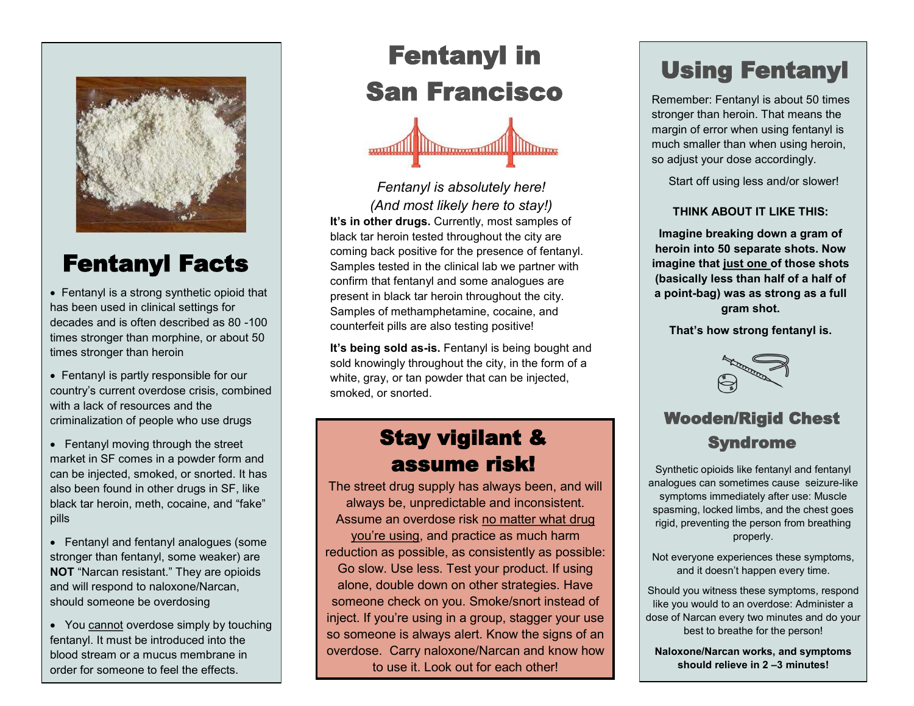## Fentanyl Facts

- Fentanyl is a strong synthetic opioid that has been used in clinical settings for decades and is often described as 80 -100 times stronger than morphine, or about 50 times stronger than heroin
- Fentanyl is partly responsible for our country's current overdose crisis, combined with a lack of resources and the criminalization of people who use drugs
- Fentanyl moving through the street market in SF comes in a powder form and can be injected, smoked, or snorted. It has also been found in other drugs in SF, like black tar heroin, meth, cocaine, and "fake" pills
- Fentanyl and fentanyl analogues (some stronger than fentanyl, some weaker) are **NOT** "Narcan resistant." They are opioids and will respond to naloxone/Narcan, should someone be overdosing
- You cannot overdose simply by touching fentanyl. It must be introduced into the blood stream or a mucus membrane in order for someone to feel the effects.

# Fentanyl in San Francisco

*Fentanyl is absolutely here!*
*(And most likely here to stay!)*

**It's in other drugs.** Currently, most samples of black tar heroin tested throughout the city are coming back positive for the presence of fentanyl. Samples tested in the clinical lab we partner with confirm that fentanyl and some analogues are present in black tar heroin throughout the city. Samples of methamphetamine, cocaine, and counterfeit pills are also testing positive!

**It's being sold as-is.** Fentanyl is being bought and sold knowingly throughout the city, in the form of a white, gray, or tan powder that can be injected, smoked, or snorted.

## Stay vigilant & assume risk!

The street drug supply has always been, and will always be, unpredictable and inconsistent. Assume an overdose risk no matter what drug you're using, and practice as much harm reduction as possible, as consistently as possible: Go slow. Use less. Test your product. If using alone, double down on other strategies. Have someone check on you. Smoke/snort instead of inject. If you're using in a group, stagger your use so someone is always alert. Know the signs of an overdose. Carry naloxone/Narcan and know how to use it. Look out for each other!

## Using Fentanyl

Remember: Fentanyl is about 50 times stronger than heroin. That means the margin of error when using fentanyl is much smaller than when using heroin, so adjust your dose accordingly.

Start off using less and/or slower!

**THINK ABOUT IT LIKE THIS:**

**Imagine breaking down a gram of heroin into 50 separate shots. Now imagine that just one of those shots (basically less than half of a half of a point-bag) was as strong as a full gram shot.**

**That's how strong fentanyl is.**

## Wooden/Rigid Chest Syndrome

Synthetic opioids like fentanyl and fentanyl analogues can sometimes cause seizure-like symptoms immediately after use: Muscle spasming, locked limbs, and the chest goes rigid, preventing the person from breathing properly.

Not everyone experiences these symptoms, and it doesn't happen every time.

Should you witness these symptoms, respond like you would to an overdose: Administer a dose of Narcan every two minutes and do your best to breathe for the person!

**Naloxone/Narcan works, and symptoms should relieve in 2 –3 minutes!**